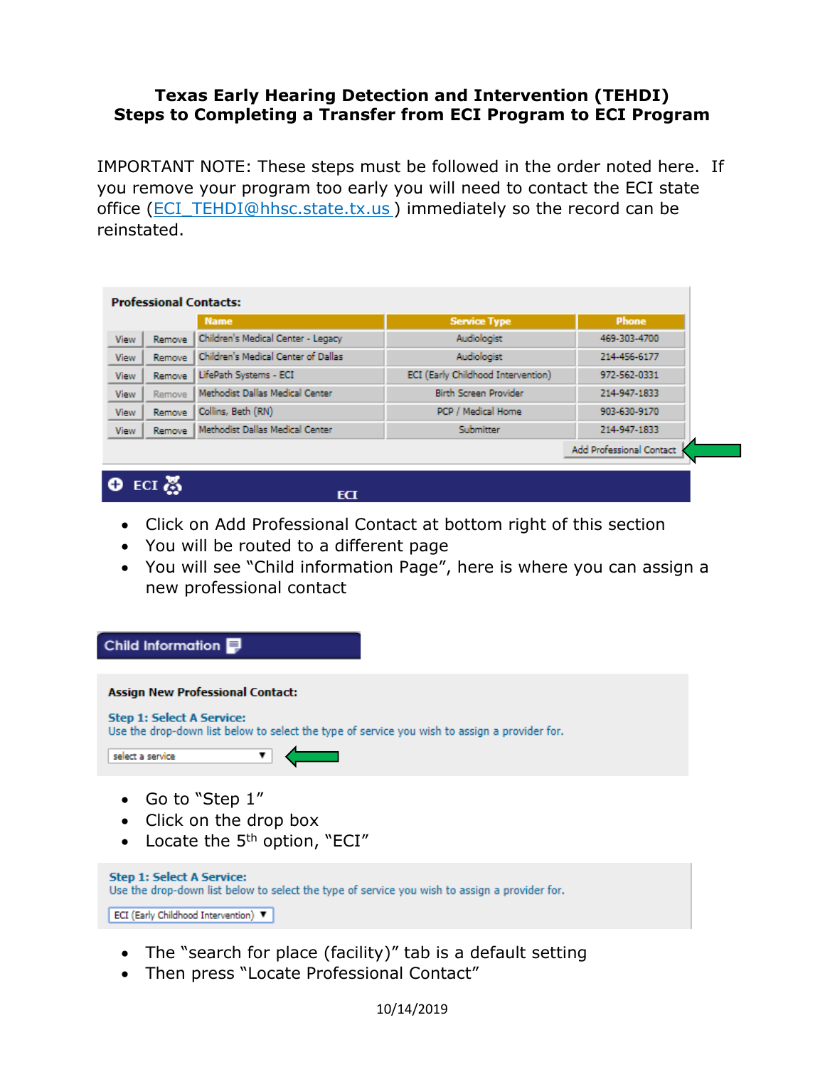# Texas Early Hearing Detection and Intervention (TEHDI)
# Steps to Completing a Transfer from ECI Program to ECI Program

IMPORTANT NOTE: These steps must be followed in the order noted here. If you remove your program too early you will need to contact the ECI state office (ECI_TEHDI@hhsc.state.tx.us) immediately so the record can be reinstated.

**Professional Contacts:**

| | | Name | Service Type | Phone |
|---|---|---|---|---|
| View | Remove | Children's Medical Center - Legacy | Audiologist | 469-303-4700 |
| View | Remove | Children's Medical Center of Dallas | Audiologist | 214-456-6177 |
| View | Remove | LifePath Systems - ECI | ECI (Early Childhood Intervention) | 972-562-0331 |
| View | Remove | Methodist Dallas Medical Center | Birth Screen Provider | 214-947-1833 |
| View | Remove | Collins, Beth (RN) | PCP / Medical Home | 903-630-9170 |
| View | Remove | Methodist Dallas Medical Center | Submitter | 214-947-1833 |

Add Professional Contact

ECI

- Click on Add Professional Contact at bottom right of this section
- You will be routed to a different page
- You will see "Child information Page", here is where you can assign a new professional contact

**Child Information**

**Assign New Professional Contact:**

**Step 1: Select A Service:**
Use the drop-down list below to select the type of service you wish to assign a provider for.

select a service

- Go to "Step 1"
- Click on the drop box
- Locate the 5th option, "ECI"

**Step 1: Select A Service:**
Use the drop-down list below to select the type of service you wish to assign a provider for.

ECI (Early Childhood Intervention)

- The "search for place (facility)" tab is a default setting
- Then press "Locate Professional Contact"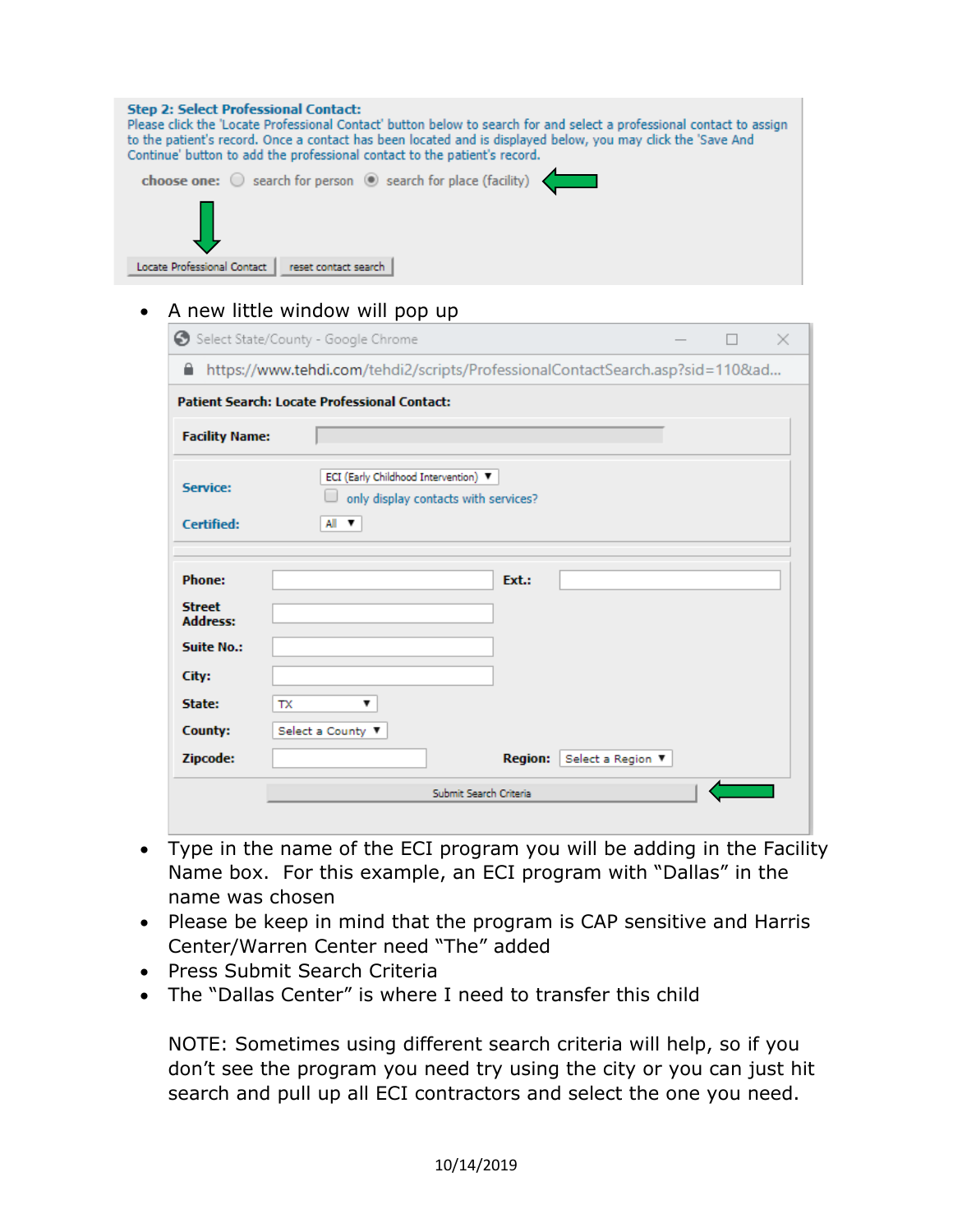**Step 2: Select Professional Contact:**
Please click the 'Locate Professional Contact' button below to search for and select a professional contact to assign to the patient's record. Once a contact has been located and is displayed below, you may click the 'Save And Continue' button to add the professional contact to the patient's record.

choose one: ○ search for person ◉ search for place (facility)

Locate Professional Contact | reset contact search

- A new little window will pop up

Select State/County - Google Chrome

https://www.tehdi.com/tehdi2/scripts/ProfessionalContactSearch.asp?sid=110&ad...

**Patient Search: Locate Professional Contact:**

**Facility Name:**

**Service:** ECI (Early Childhood Intervention)
only display contacts with services?

**Certified:** All

**Phone:** **Ext.:**
**Street Address:**
**Suite No.:**
**City:**
**State:** TX
**County:** Select a County
**Zipcode:** **Region:** Select a Region

Submit Search Criteria

- Type in the name of the ECI program you will be adding in the Facility Name box. For this example, an ECI program with "Dallas" in the name was chosen
- Please be keep in mind that the program is CAP sensitive and Harris Center/Warren Center need "The" added
- Press Submit Search Criteria
- The "Dallas Center" is where I need to transfer this child

NOTE: Sometimes using different search criteria will help, so if you don't see the program you need try using the city or you can just hit search and pull up all ECI contractors and select the one you need.

10/14/2019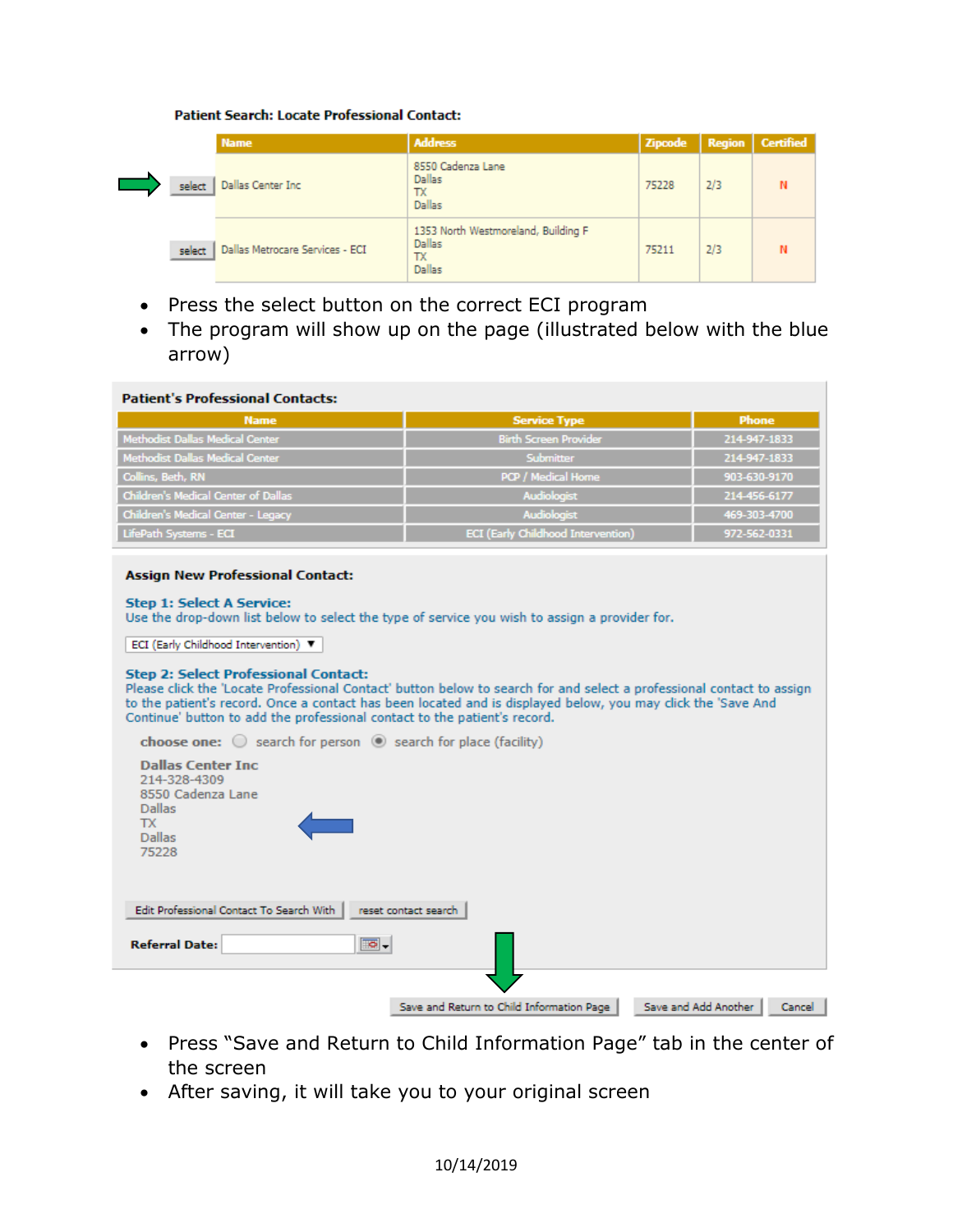**Patient Search: Locate Professional Contact:**

| | Name | Address | Zipcode | Region | Certified |
|---|---|---|---|---|---|
| select | Dallas Center Inc | 8550 Cadenza Lane Dallas TX Dallas | 75228 | 2/3 | N |
| select | Dallas Metrocare Services - ECI | 1353 North Westmoreland, Building F Dallas TX Dallas | 75211 | 2/3 | N |

- Press the select button on the correct ECI program
- The program will show up on the page (illustrated below with the blue arrow)

**Patient's Professional Contacts:**

| Name | Service Type | Phone |
|---|---|---|
| Methodist Dallas Medical Center | Birth Screen Provider | 214-947-1833 |
| Methodist Dallas Medical Center | Submitter | 214-947-1833 |
| Collins, Beth, RN | PCP / Medical Home | 903-630-9170 |
| Children's Medical Center of Dallas | Audiologist | 214-456-6177 |
| Children's Medical Center - Legacy | Audiologist | 469-303-4700 |
| LifePath Systems - ECI | ECI (Early Childhood Intervention) | 972-562-0331 |

**Assign New Professional Contact:**

**Step 1: Select A Service:**
Use the drop-down list below to select the type of service you wish to assign a provider for.

ECI (Early Childhood Intervention)

**Step 2: Select Professional Contact:**
Please click the 'Locate Professional Contact' button below to search for and select a professional contact to assign to the patient's record. Once a contact has been located and is displayed below, you may click the 'Save And Continue' button to add the professional contact to the patient's record.

choose one: search for person search for place (facility)

Dallas Center Inc
214-328-4309
8550 Cadenza Lane
Dallas
TX
Dallas
75228

Edit Professional Contact To Search With | reset contact search

**Referral Date:**

Save and Return to Child Information Page | Save and Add Another | Cancel

- Press "Save and Return to Child Information Page" tab in the center of the screen
- After saving, it will take you to your original screen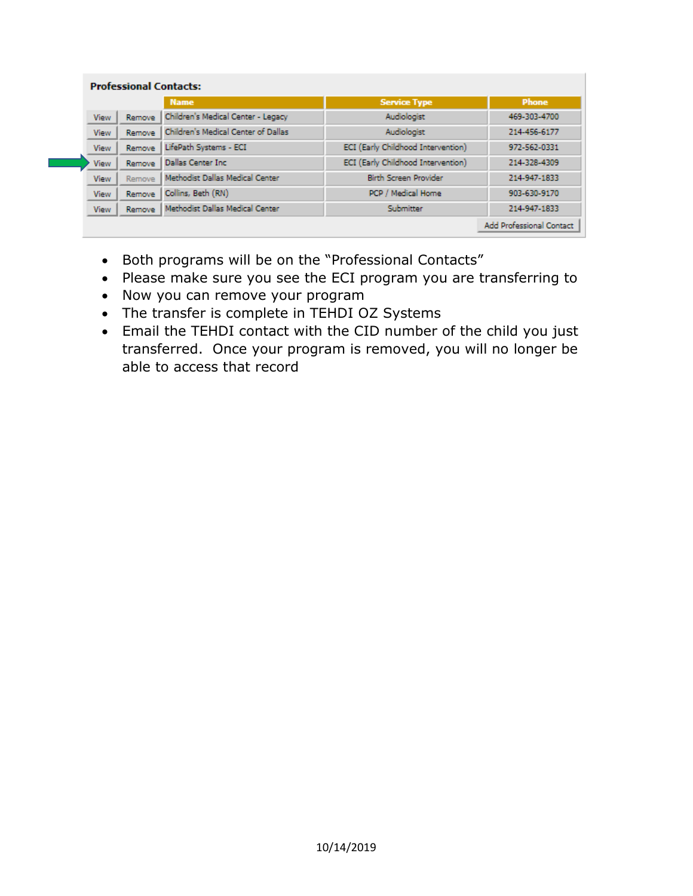**Professional Contacts:**

| | | Name | Service Type | Phone |
|---|---|---|---|---|
| View | Remove | Children's Medical Center - Legacy | Audiologist | 469-303-4700 |
| View | Remove | Children's Medical Center of Dallas | Audiologist | 214-456-6177 |
| View | Remove | LifePath Systems - ECI | ECI (Early Childhood Intervention) | 972-562-0331 |
| View | Remove | Dallas Center Inc | ECI (Early Childhood Intervention) | 214-328-4309 |
| View | Remove | Methodist Dallas Medical Center | Birth Screen Provider | 214-947-1833 |
| View | Remove | Collins, Beth (RN) | PCP / Medical Home | 903-630-9170 |
| View | Remove | Methodist Dallas Medical Center | Submitter | 214-947-1833 |

Add Professional Contact

- Both programs will be on the "Professional Contacts"
- Please make sure you see the ECI program you are transferring to
- Now you can remove your program
- The transfer is complete in TEHDI OZ Systems
- Email the TEHDI contact with the CID number of the child you just transferred. Once your program is removed, you will no longer be able to access that record

10/14/2019